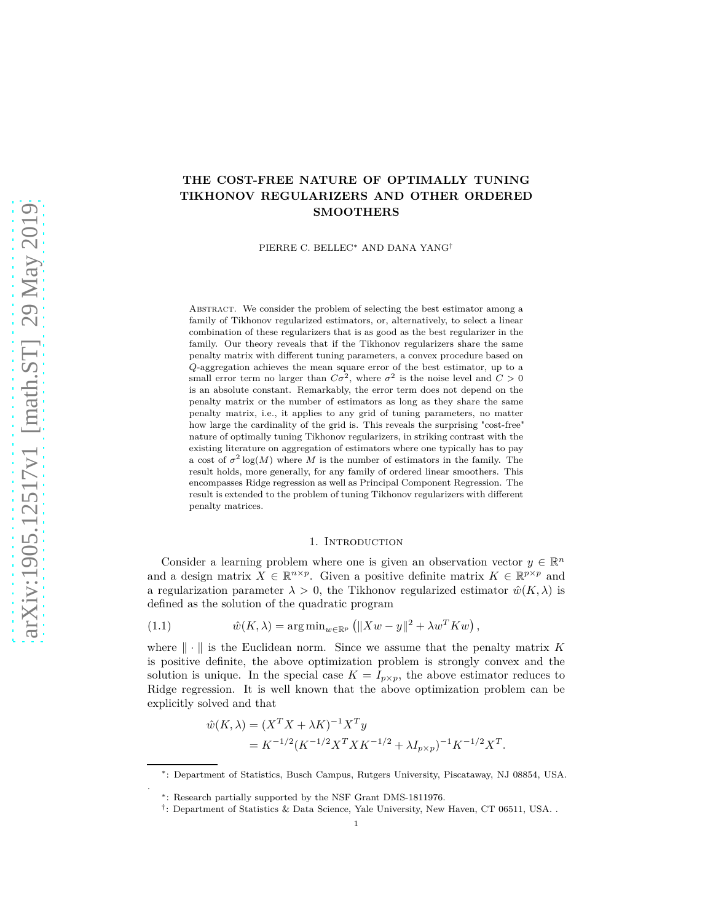# THE COST-FREE NATURE OF OPTIMALLY TUNING TIKHONOV REGULARIZERS AND OTHER ORDERED SMOOTHERS

PIERRE C. BELLEC[*] AND DANA YANG[†]

Abstract. We consider the problem of selecting the best estimator among a family of Tikhonov regularized estimators, or, alternatively, to select a linear combination of these regularizers that is as good as the best regularizer in the family. Our theory reveals that if the Tikhonov regularizers share the same penalty matrix with different tuning parameters, a convex procedure based on $Q$-aggregation achieves the mean square error of the best estimator, up to a small error term no larger than $C\sigma^2$, where $\sigma^2$ is the noise level and $C > 0$ is an absolute constant. Remarkably, the error term does not depend on the penalty matrix or the number of estimators as long as they share the same penalty matrix, i.e., it applies to any grid of tuning parameters, no matter how large the cardinality of the grid is. This reveals the surprising "cost-free" nature of optimally tuning Tikhonov regularizers, in striking contrast with the existing literature on aggregation of estimators where one typically has to pay a cost of $\sigma^2 \log(M)$ where $M$ is the number of estimators in the family. The result holds, more generally, for any family of ordered linear smoothers. This encompasses Ridge regression as well as Principal Component Regression. The result is extended to the problem of tuning Tikhonov regularizers with different penalty matrices.

## 1. Introduction

Consider a learning problem where one is given an observation vector $y \in \mathbb{R}^n$ and a design matrix $X \in \mathbb{R}^{n \times p}$. Given a positive definite matrix $K \in \mathbb{R}^{p \times p}$ and a regularization parameter $\lambda > 0$, the Tikhonov regularized estimator $\hat{w}(K, \lambda)$ is defined as the solution of the quadratic program

$$\hat{w}(K, \lambda) = \arg\min_{w \in \mathbb{R}^p} \left( \|Xw - y\|^2 + \lambda w^T K w \right), \tag{1.1}$$

where $\|\cdot\|$ is the Euclidean norm. Since we assume that the penalty matrix $K$ is positive definite, the above optimization problem is strongly convex and the solution is unique. In the special case $K = I_{p \times p}$, the above estimator reduces to Ridge regression. It is well known that the above optimization problem can be explicitly solved and that

$$\begin{aligned}
\hat{w}(K, \lambda) &= (X^T X + \lambda K)^{-1} X^T y \\
&= K^{-1/2} (K^{-1/2} X^T X K^{-1/2} + \lambda I_{p \times p})^{-1} K^{-1/2} X^T.
\end{aligned}$$

---

[*]: Department of Statistics, Busch Campus, Rutgers University, Piscataway, NJ 08854, USA.

[*]: Research partially supported by the NSF Grant DMS-1811976.

[†]: Department of Statistics & Data Science, Yale University, New Haven, CT 06511, USA.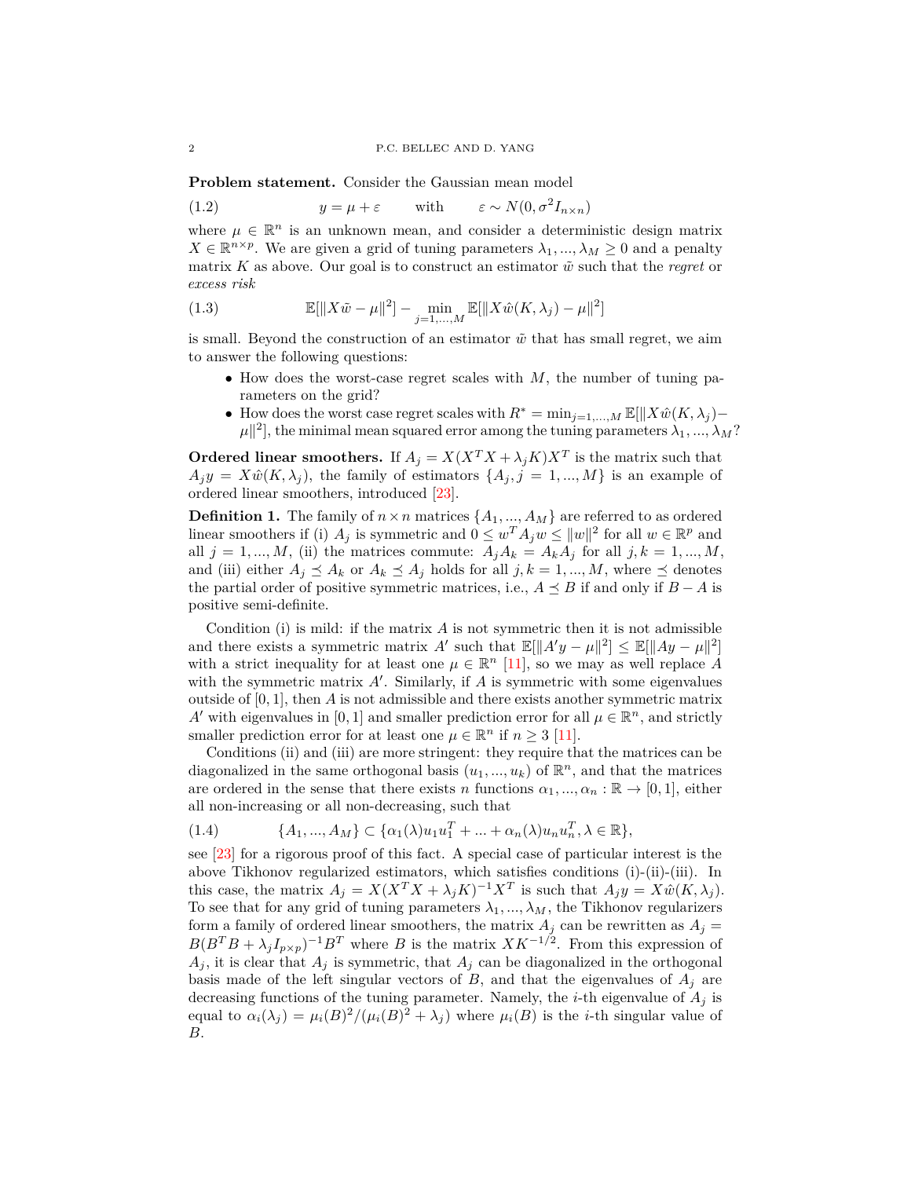**Problem statement.** Consider the Gaussian mean model

$$y = \mu + \varepsilon \qquad \text{with} \qquad \varepsilon \sim N(0, \sigma^2 I_{n\times n}) \tag{1.2}$$

where $\mu \in \mathbb{R}^n$ is an unknown mean, and consider a deterministic design matrix $X \in \mathbb{R}^{n\times p}$. We are given a grid of tuning parameters $\lambda_1, ..., \lambda_M \geq 0$ and a penalty matrix $K$ as above. Our goal is to construct an estimator $\tilde{w}$ such that the *regret* or *excess risk*

$$\mathbb{E}[\|X\tilde{w} - \mu\|^2] - \min_{j=1,...,M} \mathbb{E}[\|X\hat{w}(K, \lambda_j) - \mu\|^2] \tag{1.3}$$

is small. Beyond the construction of an estimator $\tilde{w}$ that has small regret, we aim to answer the following questions:

- How does the worst-case regret scales with $M$, the number of tuning parameters on the grid?
- How does the worst case regret scales with $R^* = \min_{j=1,...,M} \mathbb{E}[\|X\hat{w}(K, \lambda_j) - \mu\|^2]$, the minimal mean squared error among the tuning parameters $\lambda_1, ..., \lambda_M$?

**Ordered linear smoothers.** If $A_j = X(X^TX + \lambda_j K)X^T$ is the matrix such that $A_j y = X\hat{w}(K, \lambda_j)$, the family of estimators $\{A_j, j = 1, ..., M\}$ is an example of ordered linear smoothers, introduced [23].

**Definition 1.** The family of $n \times n$ matrices $\{A_1, ..., A_M\}$ are referred to as ordered linear smoothers if (i) $A_j$ is symmetric and $0 \leq w^T A_j w \leq \|w\|^2$ for all $w \in \mathbb{R}^p$ and all $j = 1, ..., M$, (ii) the matrices commute: $A_j A_k = A_k A_j$ for all $j, k = 1, ..., M$, and (iii) either $A_j \preceq A_k$ or $A_k \preceq A_j$ holds for all $j, k = 1, ..., M$, where $\preceq$ denotes the partial order of positive symmetric matrices, i.e., $A \preceq B$ if and only if $B - A$ is positive semi-definite.

Condition (i) is mild: if the matrix $A$ is not symmetric then it is not admissible and there exists a symmetric matrix $A'$ such that $\mathbb{E}[\|A'y - \mu\|^2] \leq \mathbb{E}[\|Ay - \mu\|^2]$ with a strict inequality for at least one $\mu \in \mathbb{R}^n$ [11], so we may as well replace $A$ with the symmetric matrix $A'$. Similarly, if $A$ is symmetric with some eigenvalues outside of $[0, 1]$, then $A$ is not admissible and there exists another symmetric matrix $A'$ with eigenvalues in $[0, 1]$ and smaller prediction error for all $\mu \in \mathbb{R}^n$, and strictly smaller prediction error for at least one $\mu \in \mathbb{R}^n$ if $n \geq 3$ [11].

Conditions (ii) and (iii) are more stringent: they require that the matrices can be diagonalized in the same orthogonal basis $(u_1, ..., u_k)$ of $\mathbb{R}^n$, and that the matrices are ordered in the sense that there exists $n$ functions $\alpha_1, ..., \alpha_n : \mathbb{R} \to [0, 1]$, either all non-increasing or all non-decreasing, such that

$$\{A_1, ..., A_M\} \subset \{\alpha_1(\lambda)u_1u_1^T + ... + \alpha_n(\lambda)u_nu_n^T, \lambda \in \mathbb{R}\}, \tag{1.4}$$

see [23] for a rigorous proof of this fact. A special case of particular interest is the above Tikhonov regularized estimators, which satisfies conditions (i)-(ii)-(iii). In this case, the matrix $A_j = X(X^TX + \lambda_j K)^{-1}X^T$ is such that $A_j y = X\hat{w}(K, \lambda_j)$. To see that for any grid of tuning parameters $\lambda_1, ..., \lambda_M$, the Tikhonov regularizers form a family of ordered linear smoothers, the matrix $A_j$ can be rewritten as $A_j = B(B^TB + \lambda_j I_{p\times p})^{-1}B^T$ where $B$ is the matrix $XK^{-1/2}$. From this expression of $A_j$, it is clear that $A_j$ is symmetric, that $A_j$ can be diagonalized in the orthogonal basis made of the left singular vectors of $B$, and that the eigenvalues of $A_j$ are decreasing functions of the tuning parameter. Namely, the $i$-th eigenvalue of $A_j$ is equal to $\alpha_i(\lambda_j) = \mu_i(B)^2/(\mu_i(B)^2 + \lambda_j)$ where $\mu_i(B)$ is the $i$-th singular value of $B$.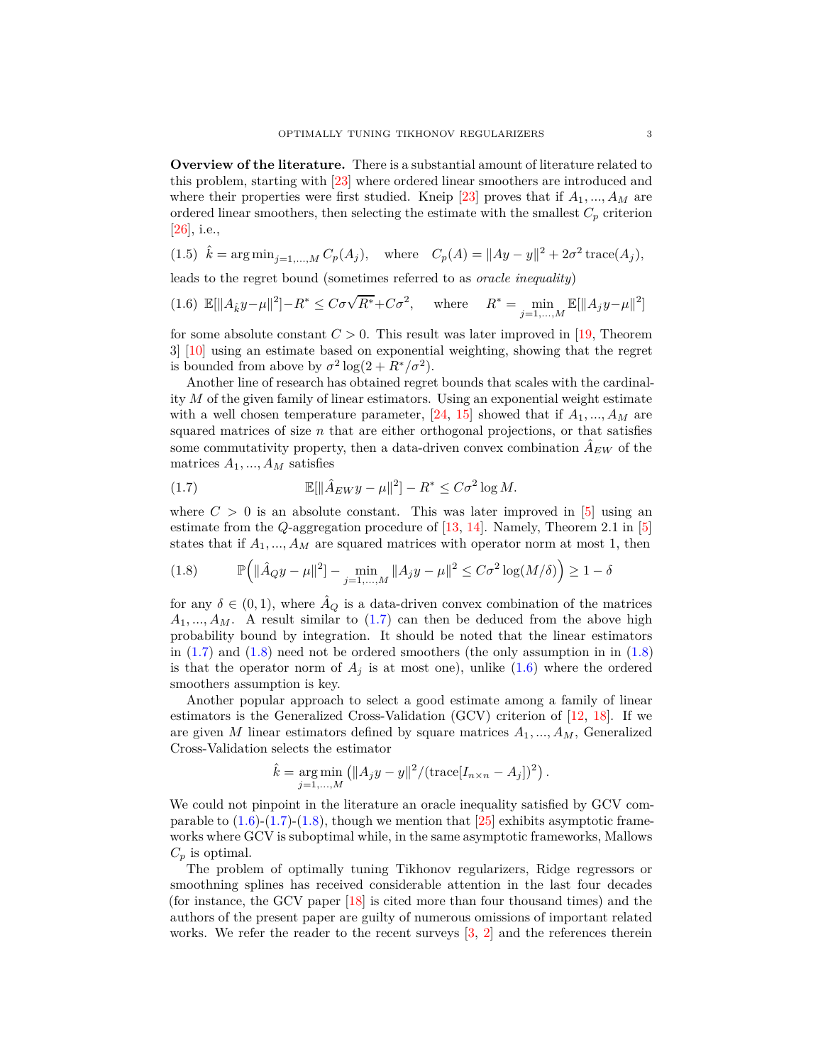**Overview of the literature.** There is a substantial amount of literature related to this problem, starting with [23] where ordered linear smoothers are introduced and where their properties were first studied. Kneip [23] proves that if $A_1, ..., A_M$ are ordered linear smoothers, then selecting the estimate with the smallest $C_p$ criterion [26], i.e.,

$$\hat{k} = \arg\min_{j=1,...,M} C_p(A_j), \quad \text{where} \quad C_p(A) = \|Ay - y\|^2 + 2\sigma^2 \operatorname{trace}(A_j), \tag{1.5}$$

leads to the regret bound (sometimes referred to as *oracle inequality*)

$$\mathbb{E}[\|A_{\hat{k}}y - \mu\|^2] - R^* \leq C\sigma\sqrt{R^*} + C\sigma^2, \quad \text{where} \quad R^* = \min_{j=1,...,M} \mathbb{E}[\|A_j y - \mu\|^2] \tag{1.6}$$

for some absolute constant $C > 0$. This result was later improved in [19, Theorem 3] [10] using an estimate based on exponential weighting, showing that the regret is bounded from above by $\sigma^2 \log(2 + R^*/\sigma^2)$.

Another line of research has obtained regret bounds that scales with the cardinality $M$ of the given family of linear estimators. Using an exponential weight estimate with a well chosen temperature parameter, [24, 15] showed that if $A_1, ..., A_M$ are squared matrices of size $n$ that are either orthogonal projections, or that satisfies some commutativity property, then a data-driven convex combination $\hat{A}_{EW}$ of the matrices $A_1, ..., A_M$ satisfies

$$\mathbb{E}[\|\hat{A}_{EW}y - \mu\|^2] - R^* \leq C\sigma^2 \log M. \tag{1.7}$$

where $C > 0$ is an absolute constant. This was later improved in [5] using an estimate from the $Q$-aggregation procedure of [13, 14]. Namely, Theorem 2.1 in [5] states that if $A_1, ..., A_M$ are squared matrices with operator norm at most 1, then

$$\mathbb{P}\Big(\|\hat{A}_Q y - \mu\|^2] - \min_{j=1,...,M} \|A_j y - \mu\|^2 \leq C\sigma^2 \log(M/\delta)\Big) \geq 1 - \delta \tag{1.8}$$

for any $\delta \in (0, 1)$, where $\hat{A}_Q$ is a data-driven convex combination of the matrices $A_1, ..., A_M$. A result similar to (1.7) can then be deduced from the above high probability bound by integration. It should be noted that the linear estimators in (1.7) and (1.8) need not be ordered smoothers (the only assumption in in (1.8) is that the operator norm of $A_j$ is at most one), unlike (1.6) where the ordered smoothers assumption is key.

Another popular approach to select a good estimate among a family of linear estimators is the Generalized Cross-Validation (GCV) criterion of [12, 18]. If we are given $M$ linear estimators defined by square matrices $A_1, ..., A_M$, Generalized Cross-Validation selects the estimator

$$\hat{k} = \operatorname*{arg\,min}_{j=1,...,M} \left(\|A_j y - y\|^2 / (\operatorname{trace}[I_{n\times n} - A_j])^2\right).$$

We could not pinpoint in the literature an oracle inequality satisfied by GCV comparable to (1.6)-(1.7)-(1.8), though we mention that [25] exhibits asymptotic frameworks where GCV is suboptimal while, in the same asymptotic frameworks, Mallows $C_p$ is optimal.

The problem of optimally tuning Tikhonov regularizers, Ridge regressors or smoothning splines has received considerable attention in the last four decades (for instance, the GCV paper [18] is cited more than four thousand times) and the authors of the present paper are guilty of numerous omissions of important related works. We refer the reader to the recent surveys [3, 2] and the references therein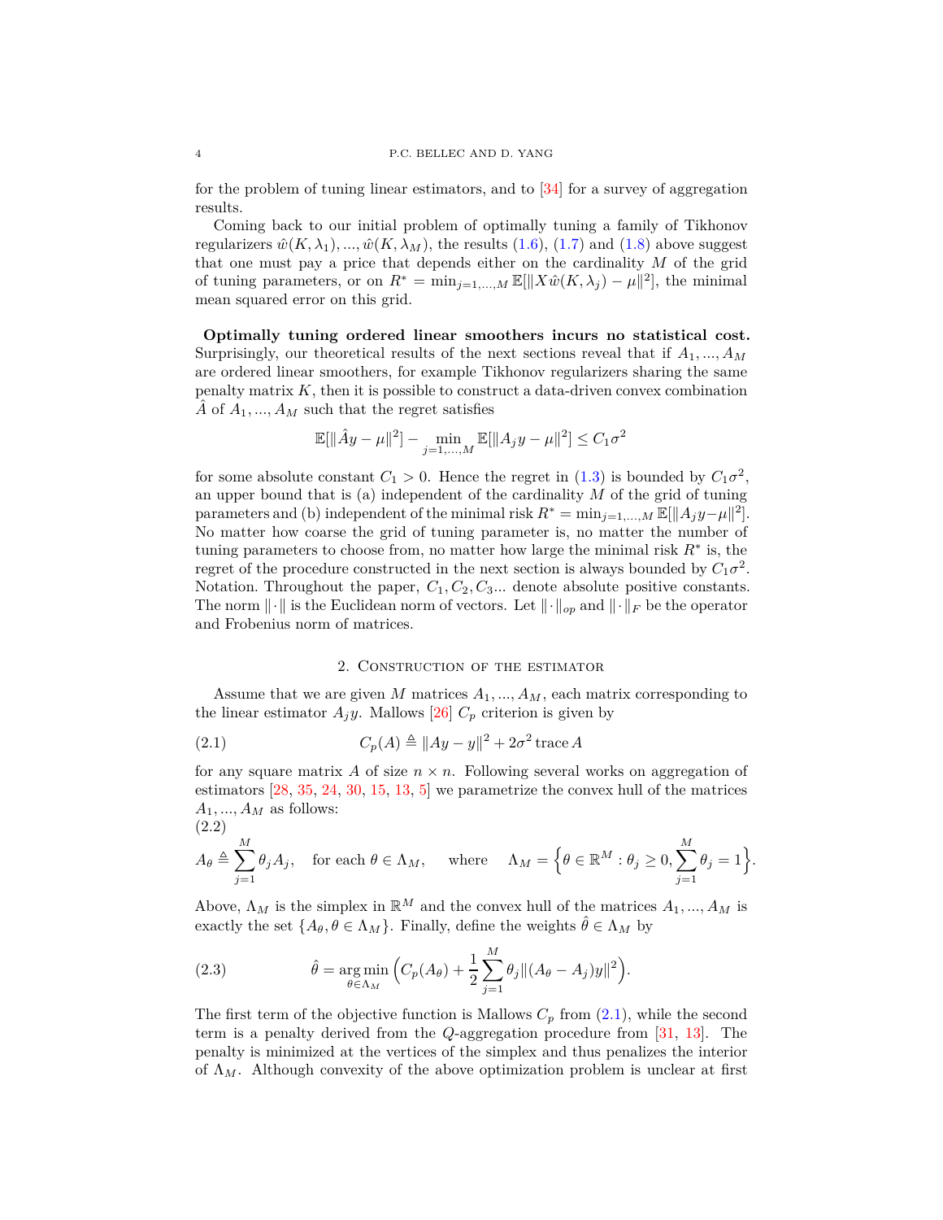for the problem of tuning linear estimators, and to [34] for a survey of aggregation results.

Coming back to our initial problem of optimally tuning a family of Tikhonov regularizers $\hat{w}(K, \lambda_1), ..., \hat{w}(K, \lambda_M)$, the results (1.6), (1.7) and (1.8) above suggest that one must pay a price that depends either on the cardinality $M$ of the grid of tuning parameters, or on $R^* = \min_{j=1,...,M} \mathbb{E}[\|X\hat{w}(K, \lambda_j) - \mu\|^2]$, the minimal mean squared error on this grid.

**Optimally tuning ordered linear smoothers incurs no statistical cost.** Surprisingly, our theoretical results of the next sections reveal that if $A_1, ..., A_M$ are ordered linear smoothers, for example Tikhonov regularizers sharing the same penalty matrix $K$, then it is possible to construct a data-driven convex combination $\hat{A}$ of $A_1, ..., A_M$ such that the regret satisfies

$$\mathbb{E}[\|\hat{A}y - \mu\|^2] - \min_{j=1,...,M} \mathbb{E}[\|A_j y - \mu\|^2] \leq C_1 \sigma^2$$

for some absolute constant $C_1 > 0$. Hence the regret in (1.3) is bounded by $C_1\sigma^2$, an upper bound that is (a) independent of the cardinality $M$ of the grid of tuning parameters and (b) independent of the minimal risk $R^* = \min_{j=1,...,M} \mathbb{E}[\|A_j y - \mu\|^2]$. No matter how coarse the grid of tuning parameter is, no matter the number of tuning parameters to choose from, no matter how large the minimal risk $R^*$ is, the regret of the procedure constructed in the next section is always bounded by $C_1\sigma^2$. Notation. Throughout the paper, $C_1, C_2, C_3...$ denote absolute positive constants. The norm $\|\cdot\|$ is the Euclidean norm of vectors. Let $\|\cdot\|_{op}$ and $\|\cdot\|_F$ be the operator and Frobenius norm of matrices.

## 2. Construction of the estimator

Assume that we are given $M$ matrices $A_1, ..., A_M$, each matrix corresponding to the linear estimator $A_j y$. Mallows [26] $C_p$ criterion is given by

$$C_p(A) \triangleq \|Ay - y\|^2 + 2\sigma^2 \operatorname{trace} A \tag{2.1}$$

for any square matrix $A$ of size $n \times n$. Following several works on aggregation of estimators [28, 35, 24, 30, 15, 13, 5] we parametrize the convex hull of the matrices $A_1, ..., A_M$ as follows:

(2.2)
$$A_\theta \triangleq \sum_{j=1}^M \theta_j A_j, \quad \text{for each } \theta \in \Lambda_M, \quad \text{where} \quad \Lambda_M = \Big\{\theta \in \mathbb{R}^M : \theta_j \geq 0, \sum_{j=1}^M \theta_j = 1\Big\}.$$

Above, $\Lambda_M$ is the simplex in $\mathbb{R}^M$ and the convex hull of the matrices $A_1, ..., A_M$ is exactly the set $\{A_\theta, \theta \in \Lambda_M\}$. Finally, define the weights $\hat{\theta} \in \Lambda_M$ by

$$\hat{\theta} = \operatorname*{arg\,min}_{\theta \in \Lambda_M} \Big( C_p(A_\theta) + \frac{1}{2} \sum_{j=1}^M \theta_j \|(A_\theta - A_j)y\|^2 \Big). \tag{2.3}$$

The first term of the objective function is Mallows $C_p$ from (2.1), while the second term is a penalty derived from the $Q$-aggregation procedure from [31, 13]. The penalty is minimized at the vertices of the simplex and thus penalizes the interior of $\Lambda_M$. Although convexity of the above optimization problem is unclear at first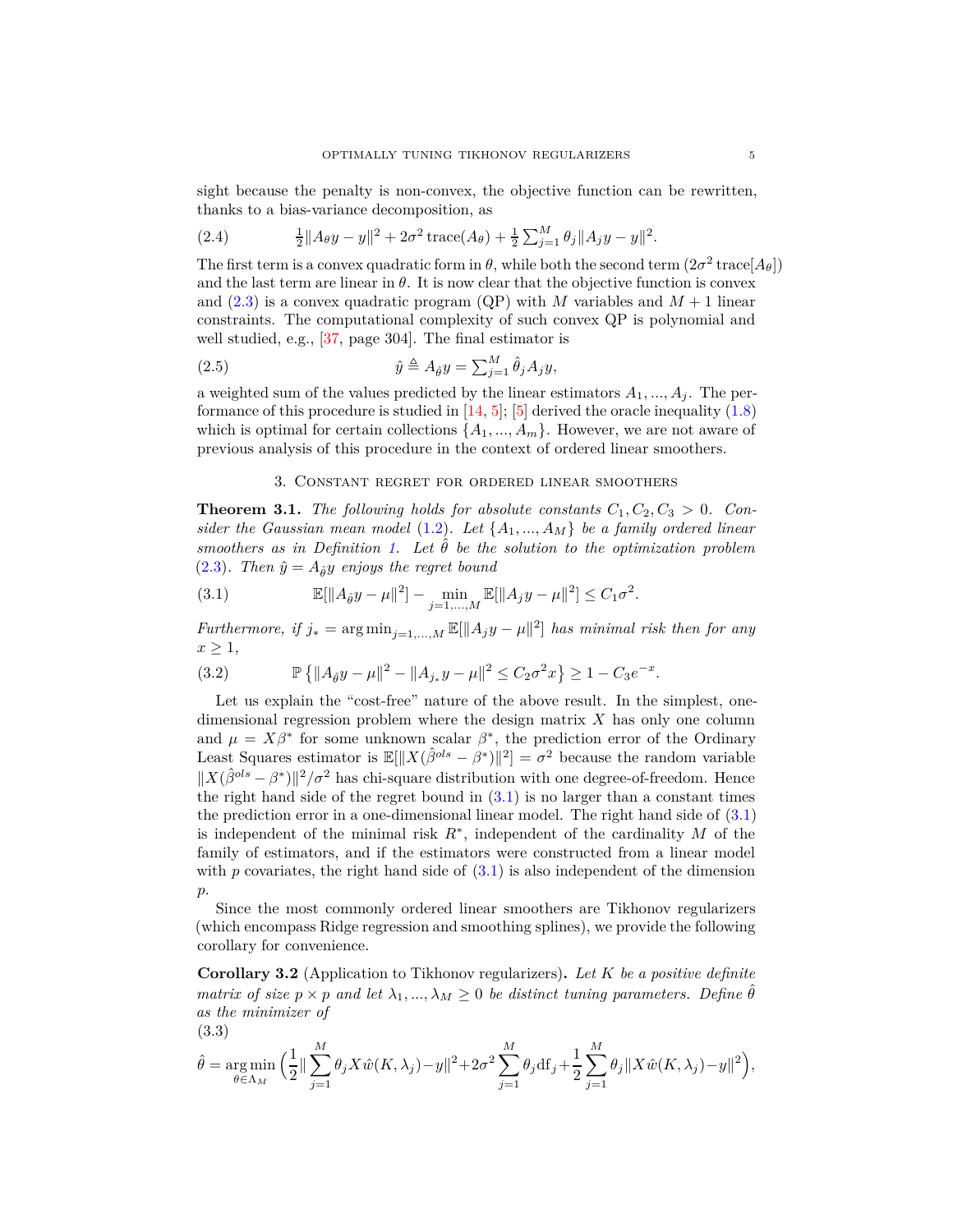sight because the penalty is non-convex, the objective function can be rewritten, thanks to a bias-variance decomposition, as

$$\tfrac{1}{2}\|A_\theta y - y\|^2 + 2\sigma^2 \operatorname{trace}(A_\theta) + \tfrac{1}{2}\textstyle\sum_{j=1}^M \theta_j \|A_j y - y\|^2. \tag{2.4}$$

The first term is a convex quadratic form in $\theta$, while both the second term ($2\sigma^2 \operatorname{trace}[A_\theta]$) and the last term are linear in $\theta$. It is now clear that the objective function is convex and (2.3) is a convex quadratic program (QP) with $M$ variables and $M+1$ linear constraints. The computational complexity of such convex QP is polynomial and well studied, e.g., [37, page 304]. The final estimator is

$$\hat{y} \triangleq A_{\hat\theta} y = \textstyle\sum_{j=1}^M \hat\theta_j A_j y, \tag{2.5}$$

a weighted sum of the values predicted by the linear estimators $A_1, ..., A_j$. The performance of this procedure is studied in [14, 5]; [5] derived the oracle inequality (1.8) which is optimal for certain collections $\{A_1, ..., A_m\}$. However, we are not aware of previous analysis of this procedure in the context of ordered linear smoothers.

## 3. Constant regret for ordered linear smoothers

**Theorem 3.1.** *The following holds for absolute constants $C_1, C_2, C_3 > 0$. Consider the Gaussian mean model (1.2). Let $\{A_1, ..., A_M\}$ be a family ordered linear smoothers as in Definition 1. Let $\hat\theta$ be the solution to the optimization problem (2.3). Then $\hat y = A_{\hat\theta} y$ enjoys the regret bound*

$$\mathbb{E}[\|A_{\hat\theta} y - \mu\|^2] - \min_{j=1,...,M} \mathbb{E}[\|A_j y - \mu\|^2] \le C_1 \sigma^2. \tag{3.1}$$

*Furthermore, if $j_* = \arg\min_{j=1,...,M} \mathbb{E}[\|A_j y - \mu\|^2]$ has minimal risk then for any $x \ge 1$,*

$$\mathbb{P}\left\{\|A_{\hat\theta} y - \mu\|^2 - \|A_{j_*} y - \mu\|^2 \le C_2 \sigma^2 x\right\} \ge 1 - C_3 e^{-x}. \tag{3.2}$$

Let us explain the "cost-free" nature of the above result. In the simplest, one-dimensional regression problem where the design matrix $X$ has only one column and $\mu = X\beta^*$ for some unknown scalar $\beta^*$, the prediction error of the Ordinary Least Squares estimator is $\mathbb{E}[\|X(\hat\beta^{ols} - \beta^*)\|^2] = \sigma^2$ because the random variable $\|X(\hat\beta^{ols} - \beta^*)\|^2/\sigma^2$ has chi-square distribution with one degree-of-freedom. Hence the right hand side of the regret bound in (3.1) is no larger than a constant times the prediction error in a one-dimensional linear model. The right hand side of (3.1) is independent of the minimal risk $R^*$, independent of the cardinality $M$ of the family of estimators, and if the estimators were constructed from a linear model with $p$ covariates, the right hand side of (3.1) is also independent of the dimension $p$.

Since the most commonly ordered linear smoothers are Tikhonov regularizers (which encompass Ridge regression and smoothing splines), we provide the following corollary for convenience.

**Corollary 3.2** (Application to Tikhonov regularizers)**.** *Let $K$ be a positive definite matrix of size $p \times p$ and let $\lambda_1, ..., \lambda_M \ge 0$ be distinct tuning parameters. Define $\hat\theta$ as the minimizer of*

$$\hat\theta = \operatorname*{arg\,min}_{\theta \in \Lambda_M} \Big(\frac{1}{2}\|\sum_{j=1}^M \theta_j X\hat w(K, \lambda_j) - y\|^2 + 2\sigma^2 \sum_{j=1}^M \theta_j \mathrm{df}_j + \frac{1}{2}\sum_{j=1}^M \theta_j \|X\hat w(K, \lambda_j) - y\|^2\Big), \tag{3.3}$$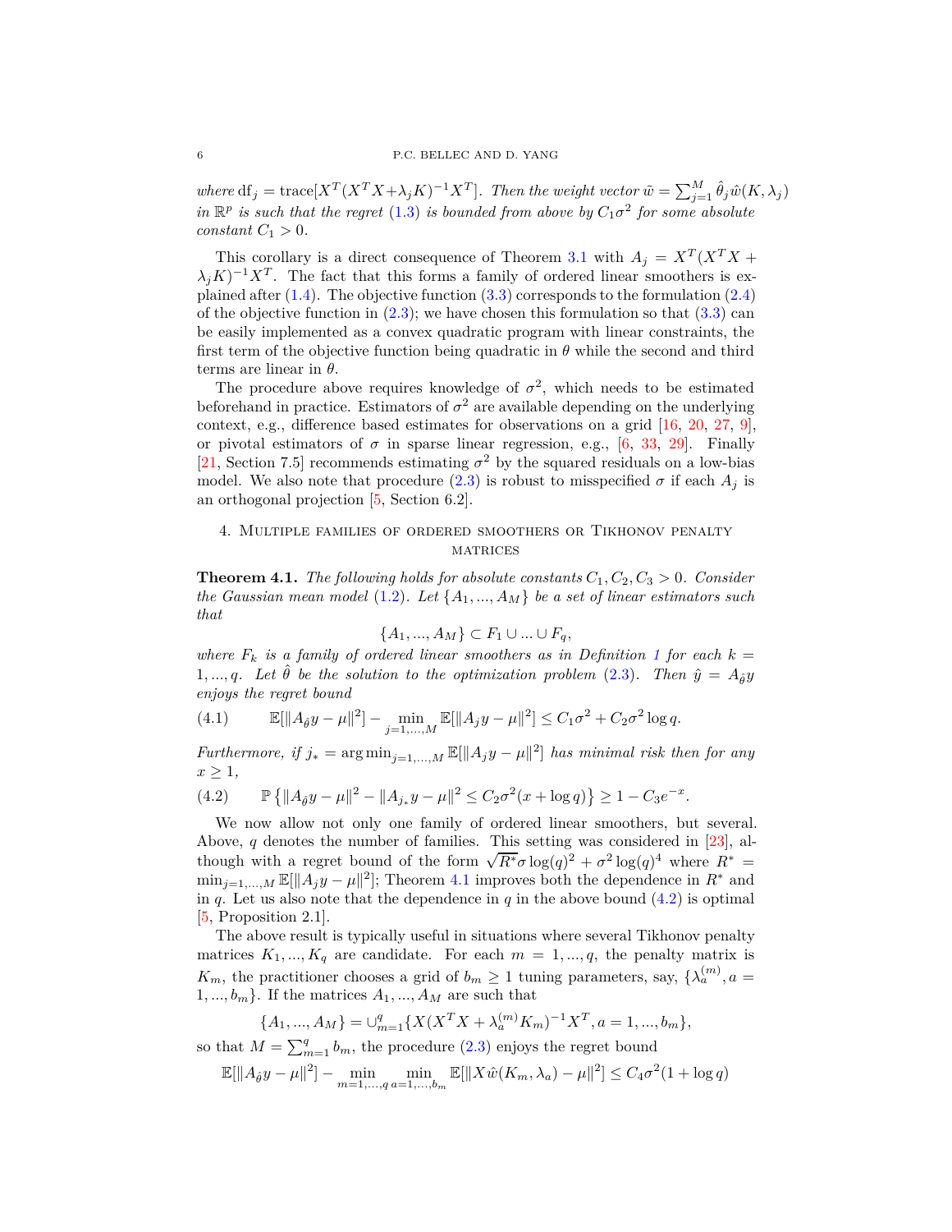*where* $\mathrm{df}_j = \operatorname{trace}[X^T(X^TX+\lambda_j K)^{-1}X^T]$. *Then the weight vector* $\tilde{w} = \sum_{j=1}^M \hat{\theta}_j \hat{w}(K,\lambda_j)$ *in* $\mathbb{R}^p$ *is such that the regret* (1.3) *is bounded from above by* $C_1\sigma^2$ *for some absolute constant* $C_1 > 0$.

This corollary is a direct consequence of Theorem 3.1 with $A_j = X^T(X^TX + \lambda_j K)^{-1}X^T$. The fact that this forms a family of ordered linear smoothers is explained after (1.4). The objective function (3.3) corresponds to the formulation (2.4) of the objective function in (2.3); we have chosen this formulation so that (3.3) can be easily implemented as a convex quadratic program with linear constraints, the first term of the objective function being quadratic in $\theta$ while the second and third terms are linear in $\theta$.

The procedure above requires knowledge of $\sigma^2$, which needs to be estimated beforehand in practice. Estimators of $\sigma^2$ are available depending on the underlying context, e.g., difference based estimates for observations on a grid [16, 20, 27, 9], or pivotal estimators of $\sigma$ in sparse linear regression, e.g., [6, 33, 29]. Finally [21, Section 7.5] recommends estimating $\sigma^2$ by the squared residuals on a low-bias model. We also note that procedure (2.3) is robust to misspecified $\sigma$ if each $A_j$ is an orthogonal projection [5, Section 6.2].

## 4. Multiple families of ordered smoothers or Tikhonov penalty matrices

**Theorem 4.1.** *The following holds for absolute constants* $C_1, C_2, C_3 > 0$. *Consider the Gaussian mean model* (1.2). *Let* $\{A_1, ..., A_M\}$ *be a set of linear estimators such that*

$$\{A_1, ..., A_M\} \subset F_1 \cup ... \cup F_q,$$

*where* $F_k$ *is a family of ordered linear smoothers as in Definition 1 for each* $k = 1, ..., q$. *Let* $\hat{\theta}$ *be the solution to the optimization problem* (2.3). *Then* $\hat{y} = A_{\hat{\theta}} y$ *enjoys the regret bound*

$$\mathbb{E}[\|A_{\hat{\theta}}y - \mu\|^2] - \min_{j=1,...,M} \mathbb{E}[\|A_j y - \mu\|^2] \le C_1\sigma^2 + C_2\sigma^2 \log q. \tag{4.1}$$

*Furthermore, if* $j_* = \arg\min_{j=1,...,M} \mathbb{E}[\|A_j y - \mu\|^2]$ *has minimal risk then for any* $x \ge 1$,

$$\mathbb{P}\left\{\|A_{\hat{\theta}}y - \mu\|^2 - \|A_{j_*}y - \mu\|^2 \le C_2\sigma^2(x + \log q)\right\} \ge 1 - C_3 e^{-x}. \tag{4.2}$$

We now allow not only one family of ordered linear smoothers, but several. Above, $q$ denotes the number of families. This setting was considered in [23], although with a regret bound of the form $\sqrt{R^*}\sigma \log(q)^2 + \sigma^2 \log(q)^4$ where $R^* = \min_{j=1,...,M} \mathbb{E}[\|A_j y - \mu\|^2]$; Theorem 4.1 improves both the dependence in $R^*$ and in $q$. Let us also note that the dependence in $q$ in the above bound (4.2) is optimal [5, Proposition 2.1].

The above result is typically useful in situations where several Tikhonov penalty matrices $K_1, ..., K_q$ are candidate. For each $m = 1, ..., q$, the penalty matrix is $K_m$, the practitioner chooses a grid of $b_m \ge 1$ tuning parameters, say, $\{\lambda_a^{(m)}, a = 1, ..., b_m\}$. If the matrices $A_1, ..., A_M$ are such that

$$\{A_1, ..., A_M\} = \cup_{m=1}^q \{X(X^TX + \lambda_a^{(m)} K_m)^{-1}X^T, a = 1, ..., b_m\},$$

so that $M = \sum_{m=1}^q b_m$, the procedure (2.3) enjoys the regret bound

$$\mathbb{E}[\|A_{\hat{\theta}}y - \mu\|^2] - \min_{m=1,...,q} \min_{a=1,...,b_m} \mathbb{E}[\|X\hat{w}(K_m, \lambda_a) - \mu\|^2] \le C_4\sigma^2(1 + \log q)$$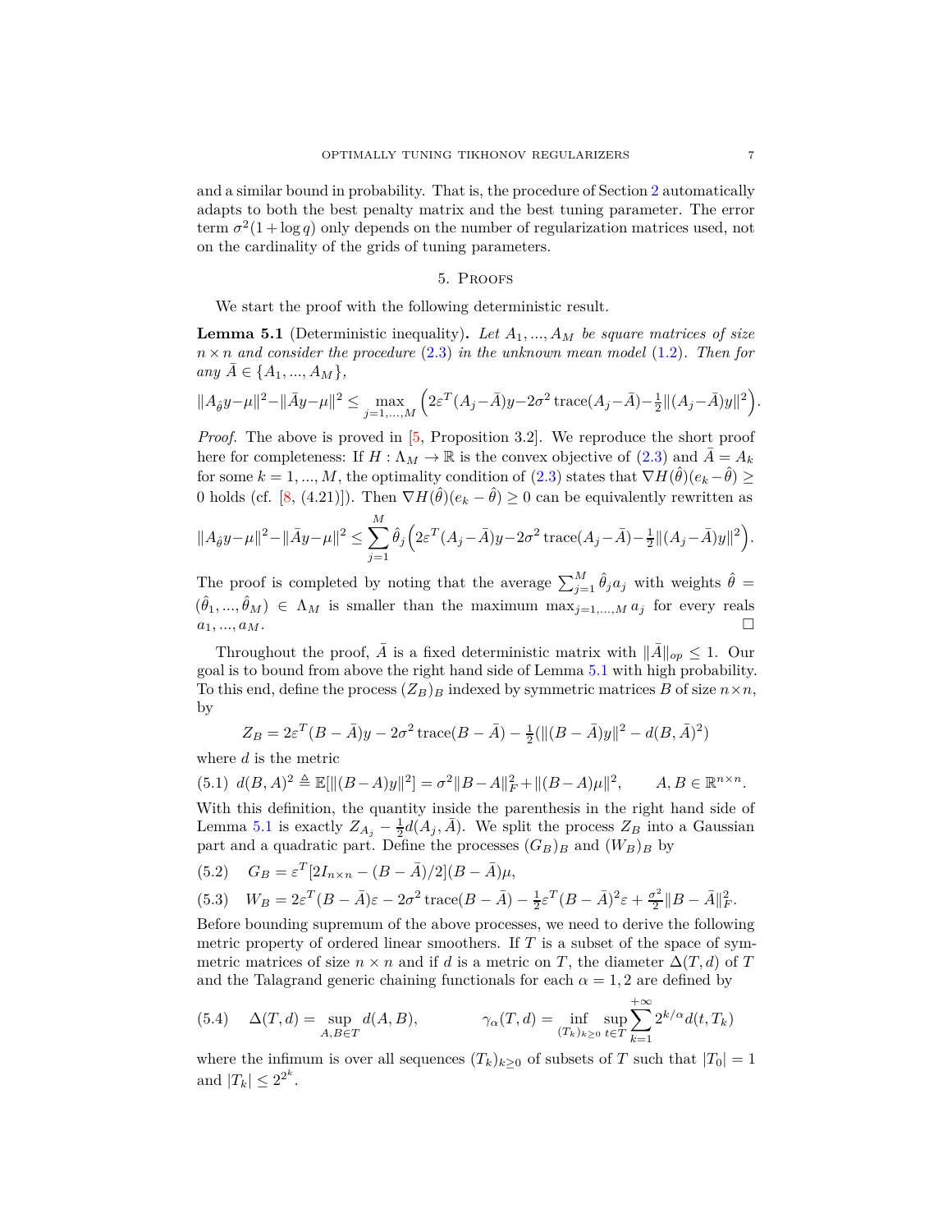and a similar bound in probability. That is, the procedure of Section 2 automatically adapts to both the best penalty matrix and the best tuning parameter. The error term $\sigma^2(1+\log q)$ only depends on the number of regularization matrices used, not on the cardinality of the grids of tuning parameters.

## 5. Proofs

We start the proof with the following deterministic result.

**Lemma 5.1** (Deterministic inequality)**.** *Let $A_1, ..., A_M$ be square matrices of size $n\times n$ and consider the procedure (2.3) in the unknown mean model (1.2). Then for any $\bar{A} \in \{A_1, ..., A_M\}$,*

$$\|A_{\hat\theta}y-\mu\|^2 - \|\bar{A}y-\mu\|^2 \le \max_{j=1,...,M}\Big(2\varepsilon^T(A_j-\bar{A})y - 2\sigma^2\operatorname{trace}(A_j-\bar{A}) - \tfrac12\|(A_j-\bar{A})y\|^2\Big).$$

*Proof.* The above is proved in [5, Proposition 3.2]. We reproduce the short proof here for completeness: If $H:\Lambda_M\to\mathbb{R}$ is the convex objective of (2.3) and $\bar{A}=A_k$ for some $k=1,...,M$, the optimality condition of (2.3) states that $\nabla H(\hat\theta)(e_k-\hat\theta)\ge 0$ holds (cf. [8, (4.21)]). Then $\nabla H(\hat\theta)(e_k-\hat\theta)\ge 0$ can be equivalently rewritten as

$$\|A_{\hat\theta}y-\mu\|^2 - \|\bar{A}y-\mu\|^2 \le \sum_{j=1}^M \hat\theta_j\Big(2\varepsilon^T(A_j-\bar{A})y - 2\sigma^2\operatorname{trace}(A_j-\bar{A}) - \tfrac12\|(A_j-\bar{A})y\|^2\Big).$$

The proof is completed by noting that the average $\sum_{j=1}^M \hat\theta_j a_j$ with weights $\hat\theta = (\hat\theta_1,...,\hat\theta_M)\in\Lambda_M$ is smaller than the maximum $\max_{j=1,...,M} a_j$ for every reals $a_1,...,a_M$. $\square$

Throughout the proof, $\bar{A}$ is a fixed deterministic matrix with $\|\bar{A}\|_{op}\le 1$. Our goal is to bound from above the right hand side of Lemma 5.1 with high probability. To this end, define the process $(Z_B)_B$ indexed by symmetric matrices $B$ of size $n\times n$, by

$$Z_B = 2\varepsilon^T(B-\bar{A})y - 2\sigma^2\operatorname{trace}(B-\bar{A}) - \tfrac12(\|(B-\bar{A})y\|^2 - d(B,\bar{A})^2)$$

where $d$ is the metric

$$d(B,A)^2 \triangleq \mathbb{E}[\|(B-A)y\|^2] = \sigma^2\|B-A\|_F^2 + \|(B-A)\mu\|^2, \qquad A,B\in\mathbb{R}^{n\times n}. \tag{5.1}$$

With this definition, the quantity inside the parenthesis in the right hand side of Lemma 5.1 is exactly $Z_{A_j} - \frac12 d(A_j,\bar{A})$. We split the process $Z_B$ into a Gaussian part and a quadratic part. Define the processes $(G_B)_B$ and $(W_B)_B$ by

$$G_B = \varepsilon^T[2I_{n\times n} - (B-\bar{A})/2](B-\bar{A})\mu, \tag{5.2}$$

$$W_B = 2\varepsilon^T(B-\bar{A})\varepsilon - 2\sigma^2\operatorname{trace}(B-\bar{A}) - \tfrac12\varepsilon^T(B-\bar{A})^2\varepsilon + \tfrac{\sigma^2}{2}\|B-\bar{A}\|_F^2. \tag{5.3}$$

Before bounding supremum of the above processes, we need to derive the following metric property of ordered linear smoothers. If $T$ is a subset of the space of symmetric matrices of size $n\times n$ and if $d$ is a metric on $T$, the diameter $\Delta(T,d)$ of $T$ and the Talagrand generic chaining functionals for each $\alpha=1,2$ are defined by

$$\Delta(T,d) = \sup_{A,B\in T} d(A,B), \qquad \gamma_\alpha(T,d) = \inf_{(T_k)_{k\ge0}}\sup_{t\in T}\sum_{k=1}^{+\infty} 2^{k/\alpha} d(t,T_k) \tag{5.4}$$

where the infimum is over all sequences $(T_k)_{k\ge0}$ of subsets of $T$ such that $|T_0|=1$ and $|T_k|\le 2^{2^k}$.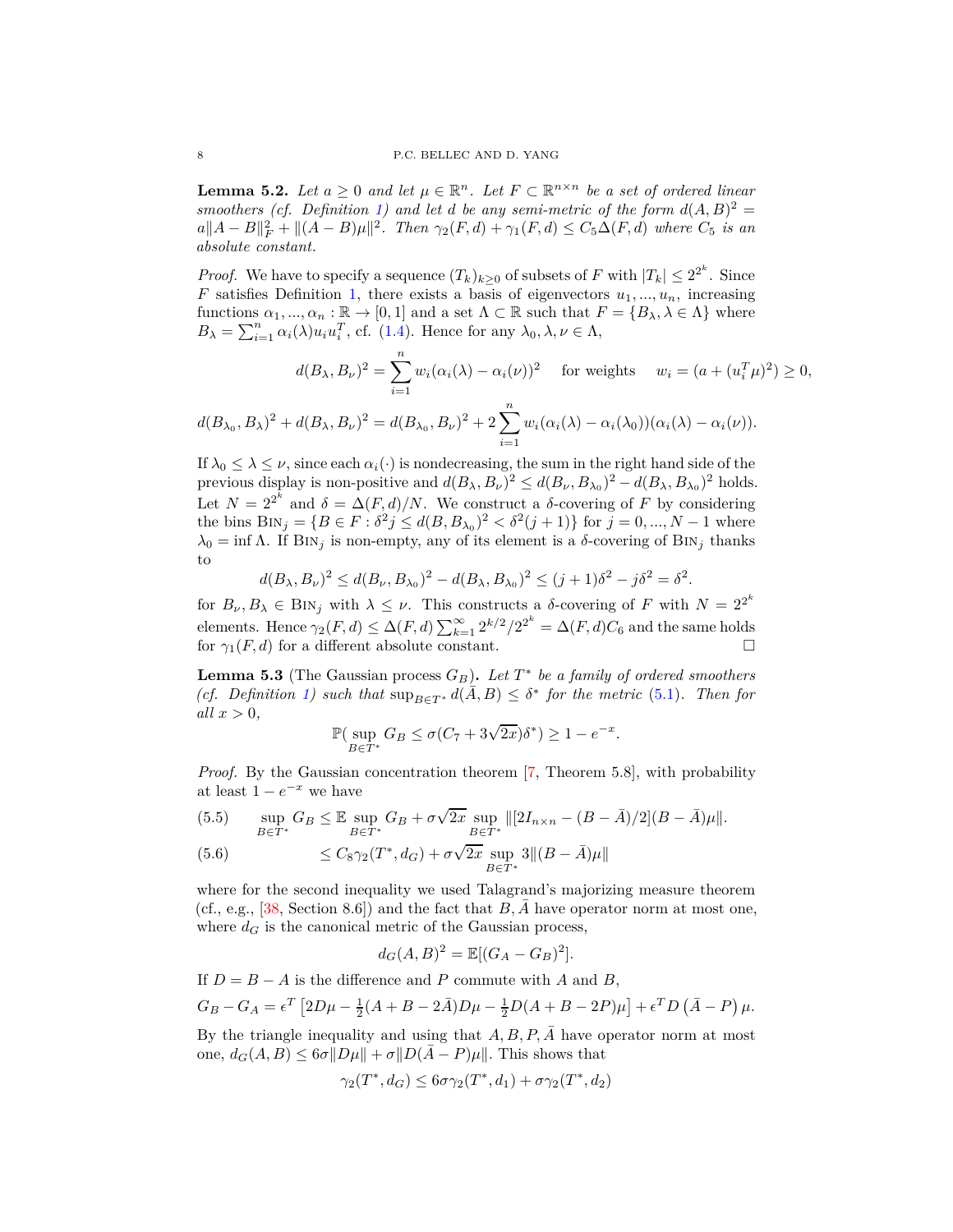**Lemma 5.2.** *Let $a \geq 0$ and let $\mu \in \mathbb{R}^n$. Let $F \subset \mathbb{R}^{n\times n}$ be a set of ordered linear smoothers (cf. Definition 1) and let $d$ be any semi-metric of the form $d(A,B)^2 = a\|A-B\|_F^2 + \|(A-B)\mu\|^2$. Then $\gamma_2(F,d) + \gamma_1(F,d) \leq C_5 \Delta(F,d)$ where $C_5$ is an absolute constant.*

*Proof.* We have to specify a sequence $(T_k)_{k\geq 0}$ of subsets of $F$ with $|T_k| \leq 2^{2^k}$. Since $F$ satisfies Definition 1, there exists a basis of eigenvectors $u_1, ..., u_n$, increasing functions $\alpha_1, ..., \alpha_n : \mathbb{R} \to [0,1]$ and a set $\Lambda \subset \mathbb{R}$ such that $F = \{B_\lambda, \lambda \in \Lambda\}$ where $B_\lambda = \sum_{i=1}^n \alpha_i(\lambda) u_i u_i^T$, cf. (1.4). Hence for any $\lambda_0, \lambda, \nu \in \Lambda$,

$$d(B_\lambda, B_\nu)^2 = \sum_{i=1}^n w_i(\alpha_i(\lambda) - \alpha_i(\nu))^2 \quad \text{for weights} \quad w_i = (a + (u_i^T\mu)^2) \geq 0,$$

$$d(B_{\lambda_0}, B_\lambda)^2 + d(B_\lambda, B_\nu)^2 = d(B_{\lambda_0}, B_\nu)^2 + 2\sum_{i=1}^n w_i(\alpha_i(\lambda) - \alpha_i(\lambda_0))(\alpha_i(\lambda) - \alpha_i(\nu)).$$

If $\lambda_0 \leq \lambda \leq \nu$, since each $\alpha_i(\cdot)$ is nondecreasing, the sum in the right hand side of the previous display is non-positive and $d(B_\lambda, B_\nu)^2 \leq d(B_\nu, B_{\lambda_0})^2 - d(B_\lambda, B_{\lambda_0})^2$ holds. Let $N = 2^{2^k}$ and $\delta = \Delta(F,d)/N$. We construct a $\delta$-covering of $F$ by considering the bins $\text{BIN}_j = \{B \in F : \delta^2 j \leq d(B, B_{\lambda_0})^2 < \delta^2(j+1)\}$ for $j = 0, ..., N-1$ where $\lambda_0 = \inf \Lambda$. If $\text{BIN}_j$ is non-empty, any of its element is a $\delta$-covering of $\text{BIN}_j$ thanks to

$$d(B_\lambda, B_\nu)^2 \leq d(B_\nu, B_{\lambda_0})^2 - d(B_\lambda, B_{\lambda_0})^2 \leq (j+1)\delta^2 - j\delta^2 = \delta^2.$$

for $B_\nu, B_\lambda \in \text{BIN}_j$ with $\lambda \leq \nu$. This constructs a $\delta$-covering of $F$ with $N = 2^{2^k}$ elements. Hence $\gamma_2(F,d) \leq \Delta(F,d)\sum_{k=1}^\infty 2^{k/2}/2^{2^k} = \Delta(F,d)C_6$ and the same holds for $\gamma_1(F,d)$ for a different absolute constant. $\square$

**Lemma 5.3** (The Gaussian process $G_B$)**.** *Let $T^*$ be a family of ordered smoothers (cf. Definition 1) such that $\sup_{B\in T^*} d(\bar{A}, B) \leq \delta^*$ for the metric (5.1). Then for all $x > 0$,*

$$\mathbb{P}(\sup_{B\in T^*} G_B \leq \sigma(C_7 + 3\sqrt{2x})\delta^*) \geq 1 - e^{-x}.$$

*Proof.* By the Gaussian concentration theorem [7, Theorem 5.8], with probability at least $1 - e^{-x}$ we have

$$\sup_{B\in T^*} G_B \leq \mathbb{E}\sup_{B\in T^*} G_B + \sigma\sqrt{2x}\sup_{B\in T^*}\|[2I_{n\times n} - (B-\bar{A})/2](B-\bar{A})\mu\|. \tag{5.5}$$

$$\leq C_8\gamma_2(T^*, d_G) + \sigma\sqrt{2x}\sup_{B\in T^*} 3\|(B-\bar{A})\mu\| \tag{5.6}$$

where for the second inequality we used Talagrand's majorizing measure theorem (cf., e.g., [38, Section 8.6]) and the fact that $B, \bar{A}$ have operator norm at most one, where $d_G$ is the canonical metric of the Gaussian process,

$$d_G(A,B)^2 = \mathbb{E}[(G_A - G_B)^2].$$

If $D = B - A$ is the difference and $P$ commute with $A$ and $B$,

$$G_B - G_A = \epsilon^T\left[2D\mu - \tfrac{1}{2}(A + B - 2\bar{A})D\mu - \tfrac{1}{2}D(A+B-2P)\mu\right] + \epsilon^T D\left(\bar{A} - P\right)\mu.$$

By the triangle inequality and using that $A, B, P, \bar{A}$ have operator norm at most one, $d_G(A,B) \leq 6\sigma\|D\mu\| + \sigma\|D(\bar{A} - P)\mu\|$. This shows that

$$\gamma_2(T^*, d_G) \leq 6\sigma\gamma_2(T^*, d_1) + \sigma\gamma_2(T^*, d_2)$$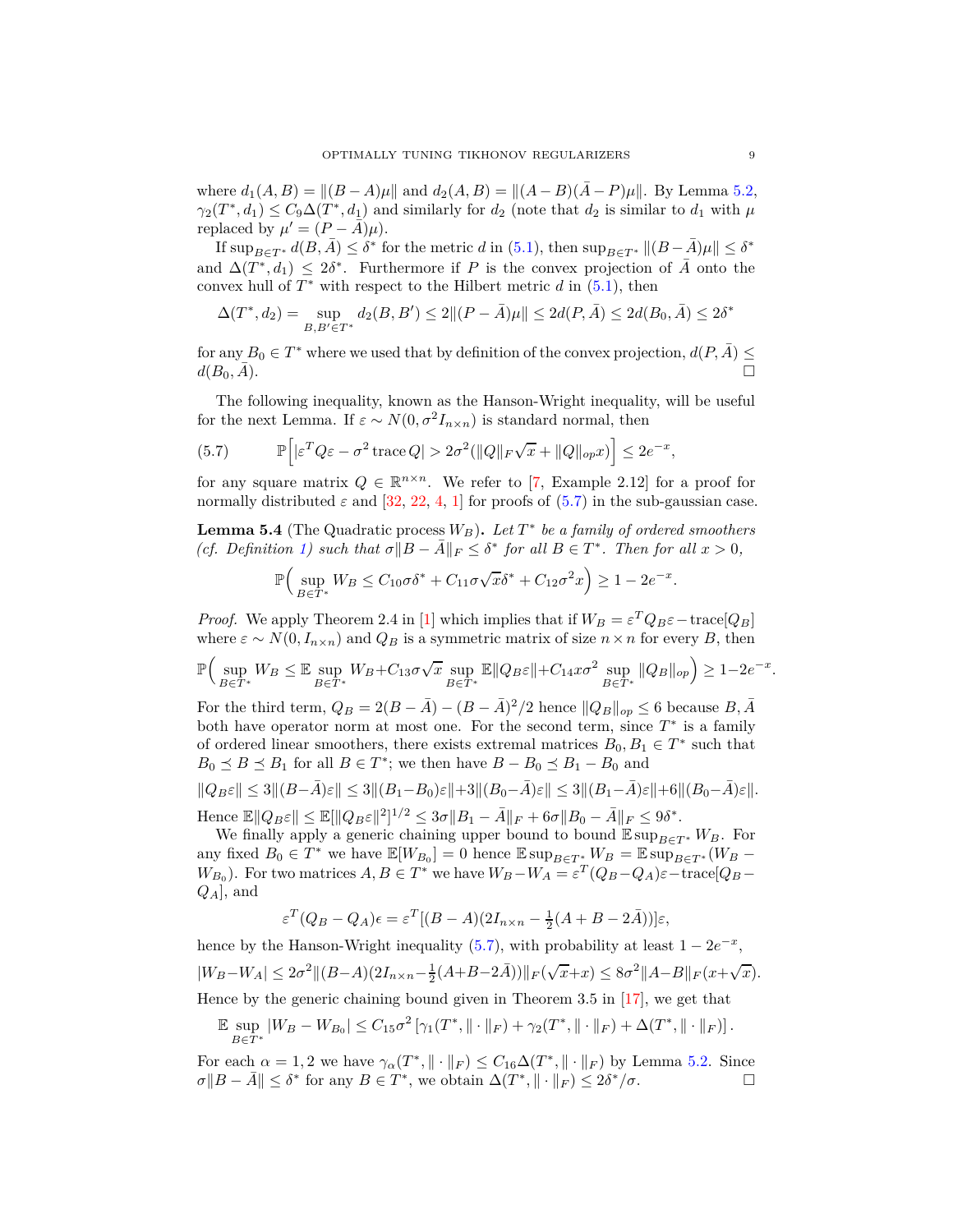where $d_1(A,B) = \|(B-A)\mu\|$ and $d_2(A,B) = \|(A-B)(\bar{A}-P)\mu\|$. By Lemma 5.2, $\gamma_2(T^*, d_1) \le C_9 \Delta(T^*, d_1)$ and similarly for $d_2$ (note that $d_2$ is similar to $d_1$ with $\mu$ replaced by $\mu' = (P - \bar{A})\mu$).

If $\sup_{B\in T^*} d(B, \bar{A}) \le \delta^*$ for the metric $d$ in (5.1), then $\sup_{B\in T^*} \|(B-\bar{A})\mu\| \le \delta^*$ and $\Delta(T^*, d_1) \le 2\delta^*$. Furthermore if $P$ is the convex projection of $\bar{A}$ onto the convex hull of $T^*$ with respect to the Hilbert metric $d$ in (5.1), then

$$\Delta(T^*, d_2) = \sup_{B,B'\in T^*} d_2(B,B') \le 2\|(P-\bar{A})\mu\| \le 2d(P,\bar{A}) \le 2d(B_0,\bar{A}) \le 2\delta^*$$

for any $B_0 \in T^*$ where we used that by definition of the convex projection, $d(P,\bar{A}) \le d(B_0,\bar{A})$. $\square$

The following inequality, known as the Hanson-Wright inequality, will be useful for the next Lemma. If $\varepsilon \sim N(0, \sigma^2 I_{n\times n})$ is standard normal, then

$$\mathbb{P}\Big[|\varepsilon^T Q \varepsilon - \sigma^2 \operatorname{trace} Q| > 2\sigma^2(\|Q\|_F\sqrt{x} + \|Q\|_{op} x)\Big] \le 2e^{-x}, \tag{5.7}$$

for any square matrix $Q \in \mathbb{R}^{n\times n}$. We refer to [7, Example 2.12] for a proof for normally distributed $\varepsilon$ and [32, 22, 4, 1] for proofs of (5.7) in the sub-gaussian case.

**Lemma 5.4** (The Quadratic process $W_B$)**.** *Let $T^*$ be a family of ordered smoothers (cf. Definition 1) such that $\sigma\|B-\bar{A}\|_F \le \delta^*$ for all $B\in T^*$. Then for all $x>0$,*

$$\mathbb{P}\Big(\sup_{B\in T^*} W_B \le C_{10}\sigma\delta^* + C_{11}\sigma\sqrt{x}\delta^* + C_{12}\sigma^2 x\Big) \ge 1 - 2e^{-x}.$$

*Proof.* We apply Theorem 2.4 in [1] which implies that if $W_B = \varepsilon^T Q_B \varepsilon - \operatorname{trace}[Q_B]$ where $\varepsilon \sim N(0, I_{n\times n})$ and $Q_B$ is a symmetric matrix of size $n\times n$ for every $B$, then

$$\mathbb{P}\Big(\sup_{B\in T^*} W_B \le \mathbb{E}\sup_{B\in T^*} W_B + C_{13}\sigma\sqrt{x}\sup_{B\in T^*}\mathbb{E}\|Q_B\varepsilon\| + C_{14} x\sigma^2 \sup_{B\in T^*}\|Q_B\|_{op}\Big) \ge 1-2e^{-x}.$$

For the third term, $Q_B = 2(B-\bar{A}) - (B-\bar{A})^2/2$ hence $\|Q_B\|_{op} \le 6$ because $B,\bar{A}$ both have operator norm at most one. For the second term, since $T^*$ is a family of ordered linear smoothers, there exists extremal matrices $B_0, B_1 \in T^*$ such that $B_0 \preceq B \preceq B_1$ for all $B\in T^*$; we then have $B - B_0 \preceq B_1 - B_0$ and

$$\|Q_B\varepsilon\| \le 3\|(B-\bar{A})\varepsilon\| \le 3\|(B_1-B_0)\varepsilon\| + 3\|(B_0-\bar{A})\varepsilon\| \le 3\|(B_1-\bar{A})\varepsilon\| + 6\|(B_0-\bar{A})\varepsilon\|.$$

Hence $\mathbb{E}\|Q_B\varepsilon\| \le \mathbb{E}[\|Q_B\varepsilon\|^2]^{1/2} \le 3\sigma\|B_1-\bar{A}\|_F + 6\sigma\|B_0-\bar{A}\|_F \le 9\delta^*$.

We finally apply a generic chaining upper bound to bound $\mathbb{E}\sup_{B\in T^*} W_B$. For any fixed $B_0\in T^*$ we have $\mathbb{E}[W_{B_0}] = 0$ hence $\mathbb{E}\sup_{B\in T^*} W_B = \mathbb{E}\sup_{B\in T^*}(W_B - W_{B_0})$. For two matrices $A,B\in T^*$ we have $W_B - W_A = \varepsilon^T(Q_B - Q_A)\varepsilon - \operatorname{trace}[Q_B - Q_A]$, and

$$\varepsilon^T(Q_B - Q_A)\epsilon = \varepsilon^T[(B-A)(2I_{n\times n} - \tfrac{1}{2}(A+B-2\bar{A}))]\varepsilon,$$

hence by the Hanson-Wright inequality (5.7), with probability at least $1-2e^{-x}$,

$$|W_B - W_A| \le 2\sigma^2\|(B-A)(2I_{n\times n} - \tfrac{1}{2}(A+B-2\bar{A}))\|_F(\sqrt{x}+x) \le 8\sigma^2\|A-B\|_F(x+\sqrt{x}).$$

Hence by the generic chaining bound given in Theorem 3.5 in [17], we get that

$$\mathbb{E}\sup_{B\in T^*}|W_B - W_{B_0}| \le C_{15}\sigma^2\left[\gamma_1(T^*,\|\cdot\|_F) + \gamma_2(T^*,\|\cdot\|_F) + \Delta(T^*,\|\cdot\|_F)\right].$$

For each $\alpha = 1,2$ we have $\gamma_\alpha(T^*,\|\cdot\|_F) \le C_{16}\Delta(T^*,\|\cdot\|_F)$ by Lemma 5.2. Since $\sigma\|B-\bar{A}\| \le \delta^*$ for any $B\in T^*$, we obtain $\Delta(T^*,\|\cdot\|_F) \le 2\delta^*/\sigma$. $\square$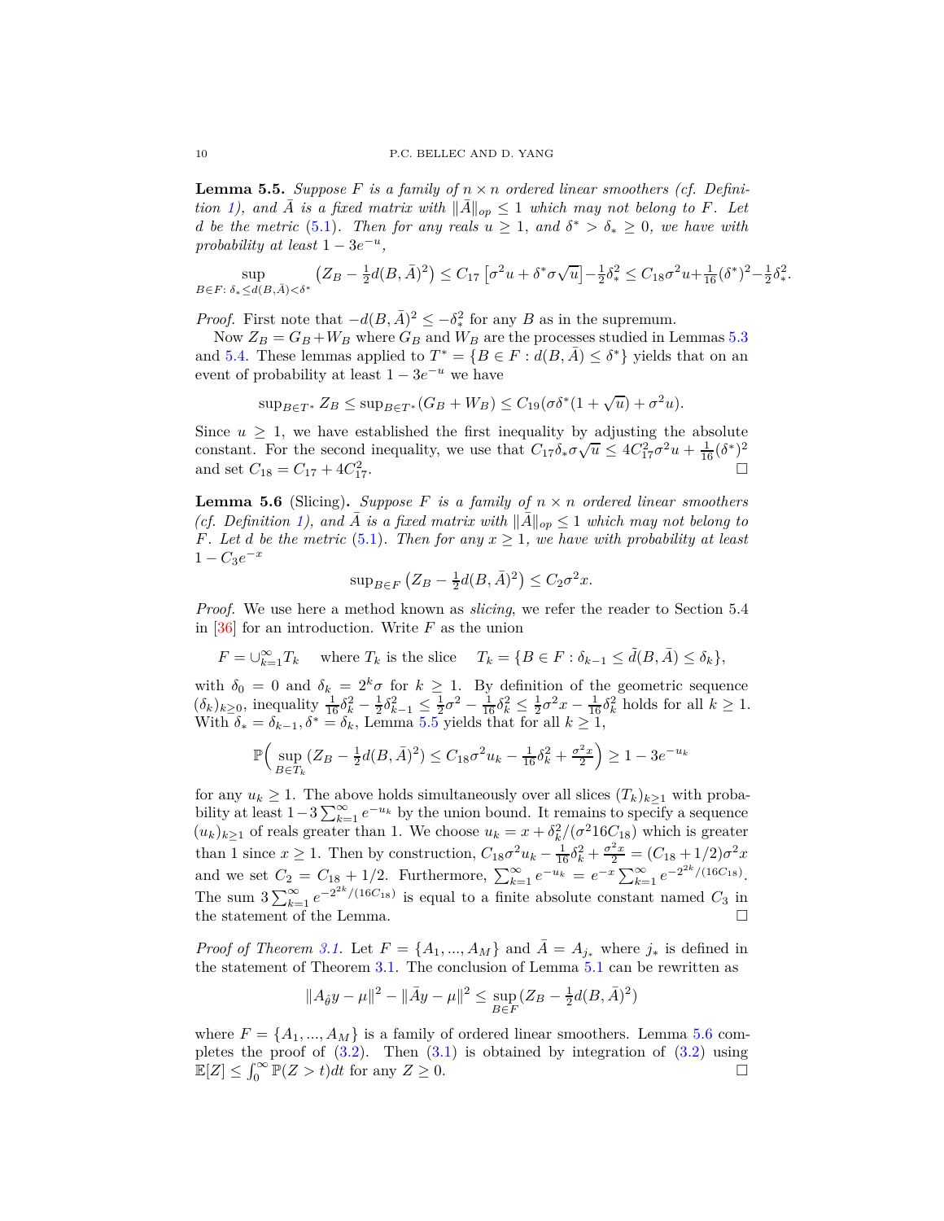**Lemma 5.5.** *Suppose $F$ is a family of $n \times n$ ordered linear smoothers (cf. Definition 1), and $\bar{A}$ is a fixed matrix with $\|\bar{A}\|_{op} \leq 1$ which may not belong to $F$. Let $d$ be the metric (5.1). Then for any reals $u \geq 1$, and $\delta^* > \delta_* \geq 0$, we have with probability at least $1 - 3e^{-u}$,*

$$\sup_{B \in F:\, \delta_* \leq d(B,\bar{A}) < \delta^*} \left( Z_B - \tfrac{1}{2} d(B, \bar{A})^2 \right) \leq C_{17} \left[ \sigma^2 u + \delta^* \sigma \sqrt{u} \right] - \tfrac{1}{2}\delta_*^2 \leq C_{18} \sigma^2 u + \tfrac{1}{16}(\delta^*)^2 - \tfrac{1}{2}\delta_*^2.$$

*Proof.* First note that $-d(B, \bar{A})^2 \leq -\delta_*^2$ for any $B$ as in the supremum.

Now $Z_B = G_B + W_B$ where $G_B$ and $W_B$ are the processes studied in Lemmas 5.3 and 5.4. These lemmas applied to $T^* = \{B \in F : d(B, \bar{A}) \leq \delta^*\}$ yields that on an event of probability at least $1 - 3e^{-u}$ we have

$$\sup_{B \in T^*} Z_B \leq \sup_{B \in T^*} (G_B + W_B) \leq C_{19}(\sigma \delta^* (1 + \sqrt{u}) + \sigma^2 u).$$

Since $u \geq 1$, we have established the first inequality by adjusting the absolute constant. For the second inequality, we use that $C_{17} \delta_* \sigma \sqrt{u} \leq 4 C_{17}^2 \sigma^2 u + \frac{1}{16}(\delta^*)^2$ and set $C_{18} = C_{17} + 4C_{17}^2$. $\square$

**Lemma 5.6** (Slicing)**.** *Suppose $F$ is a family of $n \times n$ ordered linear smoothers (cf. Definition 1), and $\bar{A}$ is a fixed matrix with $\|\bar{A}\|_{op} \leq 1$ which may not belong to $F$. Let $d$ be the metric (5.1). Then for any $x \geq 1$, we have with probability at least $1 - C_3 e^{-x}$*

$$\sup_{B \in F} \left( Z_B - \tfrac{1}{2} d(B, \bar{A})^2 \right) \leq C_2 \sigma^2 x.$$

*Proof.* We use here a method known as *slicing*, we refer the reader to Section 5.4 in [36] for an introduction. Write $F$ as the union

$$F = \cup_{k=1}^{\infty} T_k \quad \text{ where } T_k \text{ is the slice } \quad T_k = \{B \in F : \delta_{k-1} \leq \tilde{d}(B, \bar{A}) \leq \delta_k\},$$

with $\delta_0 = 0$ and $\delta_k = 2^k \sigma$ for $k \geq 1$. By definition of the geometric sequence $(\delta_k)_{k \geq 0}$, inequality $\frac{1}{16}\delta_k^2 - \frac{1}{2}\delta_{k-1}^2 \leq \frac{1}{2}\sigma^2 - \frac{1}{16}\delta_k^2 \leq \frac{1}{2}\sigma^2 x - \frac{1}{16}\delta_k^2$ holds for all $k \geq 1$. With $\delta_* = \delta_{k-1}, \delta^* = \delta_k$, Lemma 5.5 yields that for all $k \geq 1$,

$$\mathbb{P}\Big( \sup_{B \in T_k} (Z_B - \tfrac{1}{2} d(B, \bar{A})^2) \leq C_{18} \sigma^2 u_k - \tfrac{1}{16}\delta_k^2 + \tfrac{\sigma^2 x}{2} \Big) \geq 1 - 3e^{-u_k}$$

for any $u_k \geq 1$. The above holds simultaneously over all slices $(T_k)_{k \geq 1}$ with probability at least $1 - 3\sum_{k=1}^{\infty} e^{-u_k}$ by the union bound. It remains to specify a sequence $(u_k)_{k \geq 1}$ of reals greater than 1. We choose $u_k = x + \delta_k^2/(\sigma^2 16 C_{18})$ which is greater than 1 since $x \geq 1$. Then by construction, $C_{18}\sigma^2 u_k - \frac{1}{16}\delta_k^2 + \frac{\sigma^2 x}{2} = (C_{18} + 1/2)\sigma^2 x$ and we set $C_2 = C_{18} + 1/2$. Furthermore, $\sum_{k=1}^{\infty} e^{-u_k} = e^{-x} \sum_{k=1}^{\infty} e^{-2^{2k}/(16 C_{18})}$. The sum $3\sum_{k=1}^{\infty} e^{-2^{2k}/(16C_{18})}$ is equal to a finite absolute constant named $C_3$ in the statement of the Lemma. $\square$

*Proof of Theorem 3.1.* Let $F = \{A_1, ..., A_M\}$ and $\bar{A} = A_{j_*}$ where $j_*$ is defined in the statement of Theorem 3.1. The conclusion of Lemma 5.1 can be rewritten as

$$\|A_{\hat{\theta}} y - \mu\|^2 - \|\bar{A} y - \mu\|^2 \leq \sup_{B \in F} (Z_B - \tfrac{1}{2} d(B, \bar{A})^2)$$

where $F = \{A_1, ..., A_M\}$ is a family of ordered linear smoothers. Lemma 5.6 completes the proof of (3.2). Then (3.1) is obtained by integration of (3.2) using $\mathbb{E}[Z] \leq \int_0^{\infty} \mathbb{P}(Z > t) dt$ for any $Z \geq 0$. $\square$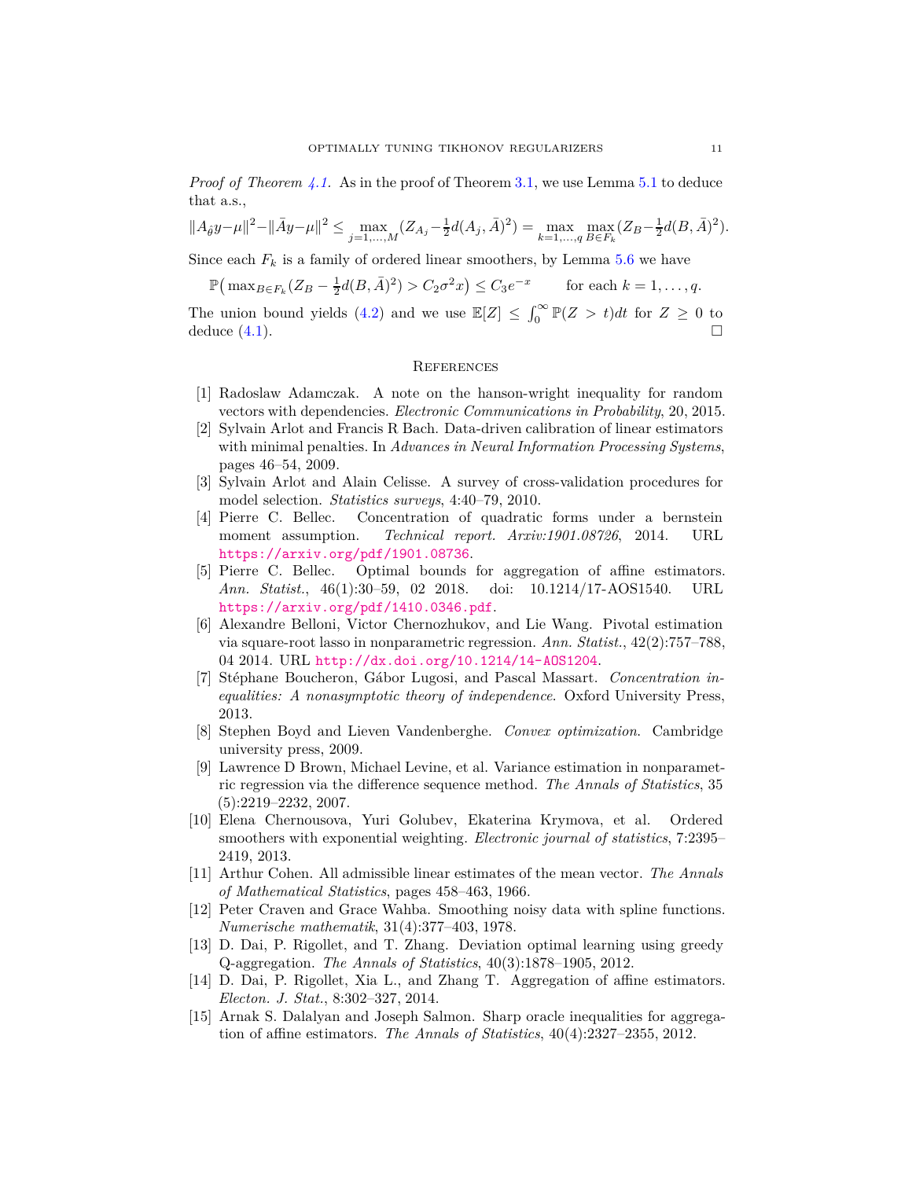*Proof of Theorem 4.1.* As in the proof of Theorem 3.1, we use Lemma 5.1 to deduce that a.s.,

$$\|A_{\hat\theta}y-\mu\|^2-\|\bar{A}y-\mu\|^2 \le \max_{j=1,\dots,M}(Z_{A_j}-\tfrac{1}{2}d(A_j,\bar{A})^2) = \max_{k=1,\dots,q}\max_{B\in F_k}(Z_B-\tfrac{1}{2}d(B,\bar{A})^2).$$

Since each $F_k$ is a family of ordered linear smoothers, by Lemma 5.6 we have

$$\mathbb{P}\big(\max_{B\in F_k}(Z_B - \tfrac{1}{2}d(B,\bar{A})^2) > C_2\sigma^2 x\big) \le C_3 e^{-x} \qquad \text{for each } k=1,\dots,q.$$

The union bound yields (4.2) and we use $\mathbb{E}[Z] \le \int_0^\infty \mathbb{P}(Z>t)dt$ for $Z\ge 0$ to deduce (4.1). □

## References

[1] Radoslaw Adamczak. A note on the hanson-wright inequality for random vectors with dependencies. *Electronic Communications in Probability*, 20, 2015.

[2] Sylvain Arlot and Francis R Bach. Data-driven calibration of linear estimators with minimal penalties. In *Advances in Neural Information Processing Systems*, pages 46–54, 2009.

[3] Sylvain Arlot and Alain Celisse. A survey of cross-validation procedures for model selection. *Statistics surveys*, 4:40–79, 2010.

[4] Pierre C. Bellec. Concentration of quadratic forms under a bernstein moment assumption. *Technical report. Arxiv:1901.08726*, 2014. URL https://arxiv.org/pdf/1901.08736.

[5] Pierre C. Bellec. Optimal bounds for aggregation of affine estimators. *Ann. Statist.*, 46(1):30–59, 02 2018. doi: 10.1214/17-AOS1540. URL https://arxiv.org/pdf/1410.0346.pdf.

[6] Alexandre Belloni, Victor Chernozhukov, and Lie Wang. Pivotal estimation via square-root lasso in nonparametric regression. *Ann. Statist.*, 42(2):757–788, 04 2014. URL http://dx.doi.org/10.1214/14-AOS1204.

[7] Stéphane Boucheron, Gábor Lugosi, and Pascal Massart. *Concentration inequalities: A nonasymptotic theory of independence*. Oxford University Press, 2013.

[8] Stephen Boyd and Lieven Vandenberghe. *Convex optimization*. Cambridge university press, 2009.

[9] Lawrence D Brown, Michael Levine, et al. Variance estimation in nonparametric regression via the difference sequence method. *The Annals of Statistics*, 35 (5):2219–2232, 2007.

[10] Elena Chernousova, Yuri Golubev, Ekaterina Krymova, et al. Ordered smoothers with exponential weighting. *Electronic journal of statistics*, 7:2395–2419, 2013.

[11] Arthur Cohen. All admissible linear estimates of the mean vector. *The Annals of Mathematical Statistics*, pages 458–463, 1966.

[12] Peter Craven and Grace Wahba. Smoothing noisy data with spline functions. *Numerische mathematik*, 31(4):377–403, 1978.

[13] D. Dai, P. Rigollet, and T. Zhang. Deviation optimal learning using greedy Q-aggregation. *The Annals of Statistics*, 40(3):1878–1905, 2012.

[14] D. Dai, P. Rigollet, Xia L., and Zhang T. Aggregation of affine estimators. *Electon. J. Stat.*, 8:302–327, 2014.

[15] Arnak S. Dalalyan and Joseph Salmon. Sharp oracle inequalities for aggregation of affine estimators. *The Annals of Statistics*, 40(4):2327–2355, 2012.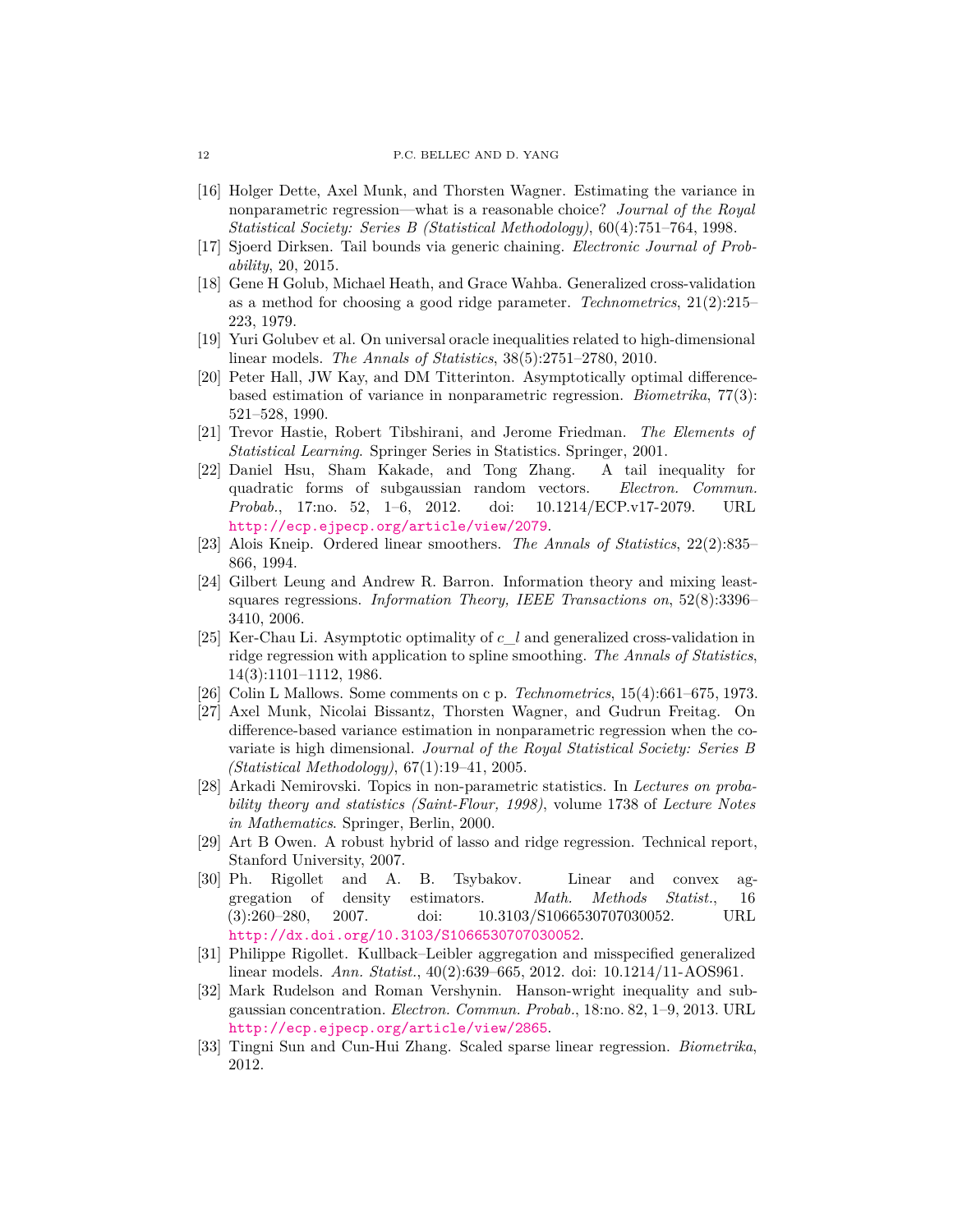[16] Holger Dette, Axel Munk, and Thorsten Wagner. Estimating the variance in nonparametric regression—what is a reasonable choice? *Journal of the Royal Statistical Society: Series B (Statistical Methodology)*, 60(4):751–764, 1998.

[17] Sjoerd Dirksen. Tail bounds via generic chaining. *Electronic Journal of Probability*, 20, 2015.

[18] Gene H Golub, Michael Heath, and Grace Wahba. Generalized cross-validation as a method for choosing a good ridge parameter. *Technometrics*, 21(2):215–223, 1979.

[19] Yuri Golubev et al. On universal oracle inequalities related to high-dimensional linear models. *The Annals of Statistics*, 38(5):2751–2780, 2010.

[20] Peter Hall, JW Kay, and DM Titterinton. Asymptotically optimal difference-based estimation of variance in nonparametric regression. *Biometrika*, 77(3): 521–528, 1990.

[21] Trevor Hastie, Robert Tibshirani, and Jerome Friedman. *The Elements of Statistical Learning*. Springer Series in Statistics. Springer, 2001.

[22] Daniel Hsu, Sham Kakade, and Tong Zhang. A tail inequality for quadratic forms of subgaussian random vectors. *Electron. Commun. Probab.*, 17:no. 52, 1–6, 2012. doi: 10.1214/ECP.v17-2079. URL http://ecp.ejpecp.org/article/view/2079.

[23] Alois Kneip. Ordered linear smoothers. *The Annals of Statistics*, 22(2):835–866, 1994.

[24] Gilbert Leung and Andrew R. Barron. Information theory and mixing least-squares regressions. *Information Theory, IEEE Transactions on*, 52(8):3396–3410, 2006.

[25] Ker-Chau Li. Asymptotic optimality of *c_l* and generalized cross-validation in ridge regression with application to spline smoothing. *The Annals of Statistics*, 14(3):1101–1112, 1986.

[26] Colin L Mallows. Some comments on c p. *Technometrics*, 15(4):661–675, 1973.

[27] Axel Munk, Nicolai Bissantz, Thorsten Wagner, and Gudrun Freitag. On difference-based variance estimation in nonparametric regression when the covariate is high dimensional. *Journal of the Royal Statistical Society: Series B (Statistical Methodology)*, 67(1):19–41, 2005.

[28] Arkadi Nemirovski. Topics in non-parametric statistics. In *Lectures on probability theory and statistics (Saint-Flour, 1998)*, volume 1738 of *Lecture Notes in Mathematics*. Springer, Berlin, 2000.

[29] Art B Owen. A robust hybrid of lasso and ridge regression. Technical report, Stanford University, 2007.

[30] Ph. Rigollet and A. B. Tsybakov. Linear and convex aggregation of density estimators. *Math. Methods Statist.*, 16 (3):260–280, 2007. doi: 10.3103/S1066530707030052. URL http://dx.doi.org/10.3103/S1066530707030052.

[31] Philippe Rigollet. Kullback–Leibler aggregation and misspecified generalized linear models. *Ann. Statist.*, 40(2):639–665, 2012. doi: 10.1214/11-AOS961.

[32] Mark Rudelson and Roman Vershynin. Hanson-wright inequality and sub-gaussian concentration. *Electron. Commun. Probab.*, 18:no. 82, 1–9, 2013. URL http://ecp.ejpecp.org/article/view/2865.

[33] Tingni Sun and Cun-Hui Zhang. Scaled sparse linear regression. *Biometrika*, 2012.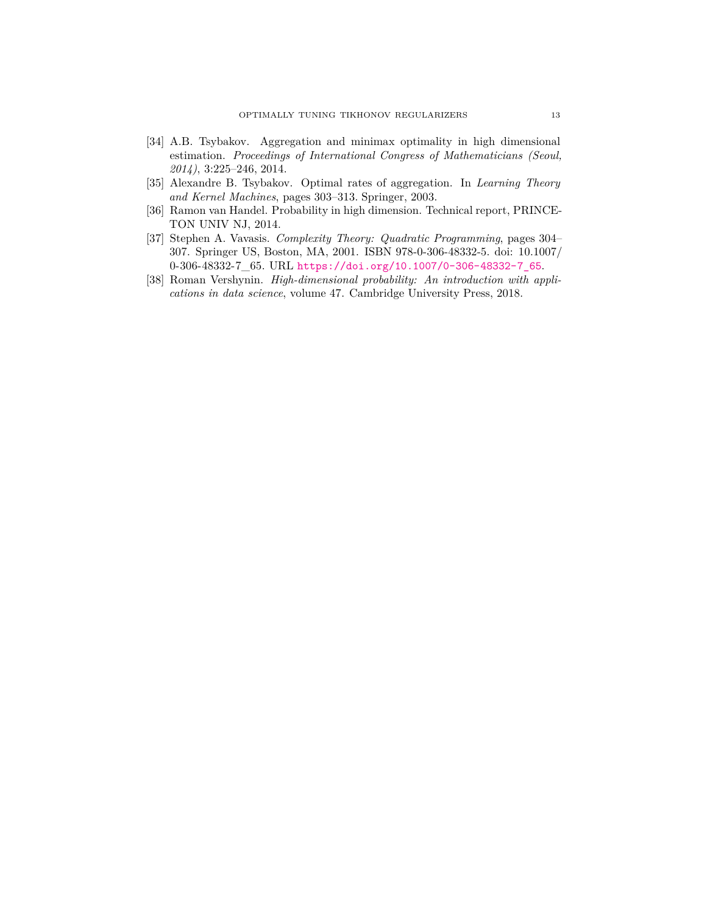[34] A.B. Tsybakov. Aggregation and minimax optimality in high dimensional estimation. *Proceedings of International Congress of Mathematicians (Seoul, 2014)*, 3:225–246, 2014.

[35] Alexandre B. Tsybakov. Optimal rates of aggregation. In *Learning Theory and Kernel Machines*, pages 303–313. Springer, 2003.

[36] Ramon van Handel. Probability in high dimension. Technical report, PRINCETON UNIV NJ, 2014.

[37] Stephen A. Vavasis. *Complexity Theory: Quadratic Programming*, pages 304–307. Springer US, Boston, MA, 2001. ISBN 978-0-306-48332-5. doi: 10.1007/0-306-48332-7_65. URL https://doi.org/10.1007/0-306-48332-7_65.

[38] Roman Vershynin. *High-dimensional probability: An introduction with applications in data science*, volume 47. Cambridge University Press, 2018.